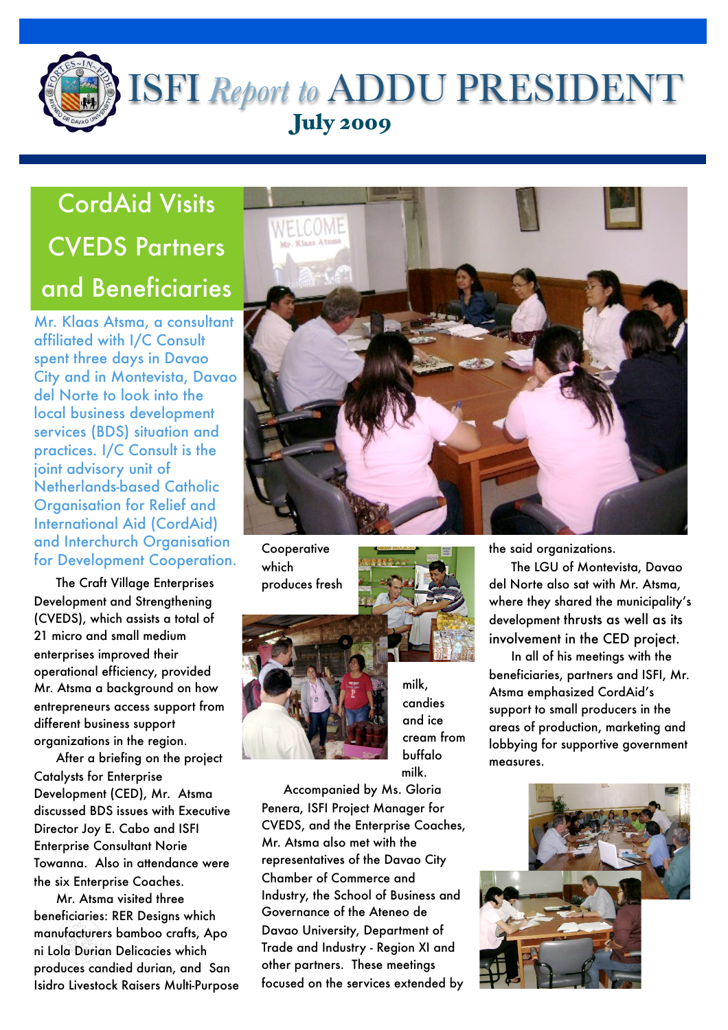# ISFI *Report to* ADDU PRESIDENT

## July 2009

## CordAid Visits CVEDS Partners and Beneficiaries

Mr. Klaas Atsma, a consultant affiliated with I/C Consult spent three days in Davao City and in Montevista, Davao del Norte to look into the local business development services (BDS) situation and practices. I/C Consult is the joint advisory unit of Netherlands-based Catholic Organisation for Relief and International Aid (CordAid) and Interchurch Organisation for Development Cooperation.

The Craft Village Enterprises Development and Strengthening (CVEDS), which assists a total of 21 micro and small medium enterprises improved their operational efficiency, provided Mr. Atsma a background on how entrepreneurs access support from different business support organizations in the region.

After a briefing on the project Catalysts for Enterprise Development (CED), Mr. Atsma discussed BDS issues with Executive Director Joy E. Cabo and ISFI Enterprise Consultant Norie Towanna. Also in attendance were the six Enterprise Coaches.

Mr. Atsma visited three beneficiaries: RER Designs which manufacturers bamboo crafts, Apo ni Lola Durian Delicacies which produces candied durian, and San Isidro Livestock Raisers Multi-Purpose Cooperative which produces fresh milk, candies and ice cream from buffalo milk.

Accompanied by Ms. Gloria Penera, ISFI Project Manager for CVEDS, and the Enterprise Coaches, Mr. Atsma also met with the representatives of the Davao City Chamber of Commerce and Industry, the School of Business and Governance of the Ateneo de Davao University, Department of Trade and Industry - Region XI and other partners. These meetings focused on the services extended by the said organizations.

The LGU of Montevista, Davao del Norte also sat with Mr. Atsma, where they shared the municipality's development thrusts as well as its involvement in the CED project.

In all of his meetings with the beneficiaries, partners and ISFI, Mr. Atsma emphasized CordAid's support to small producers in the areas of production, marketing and lobbying for supportive government measures.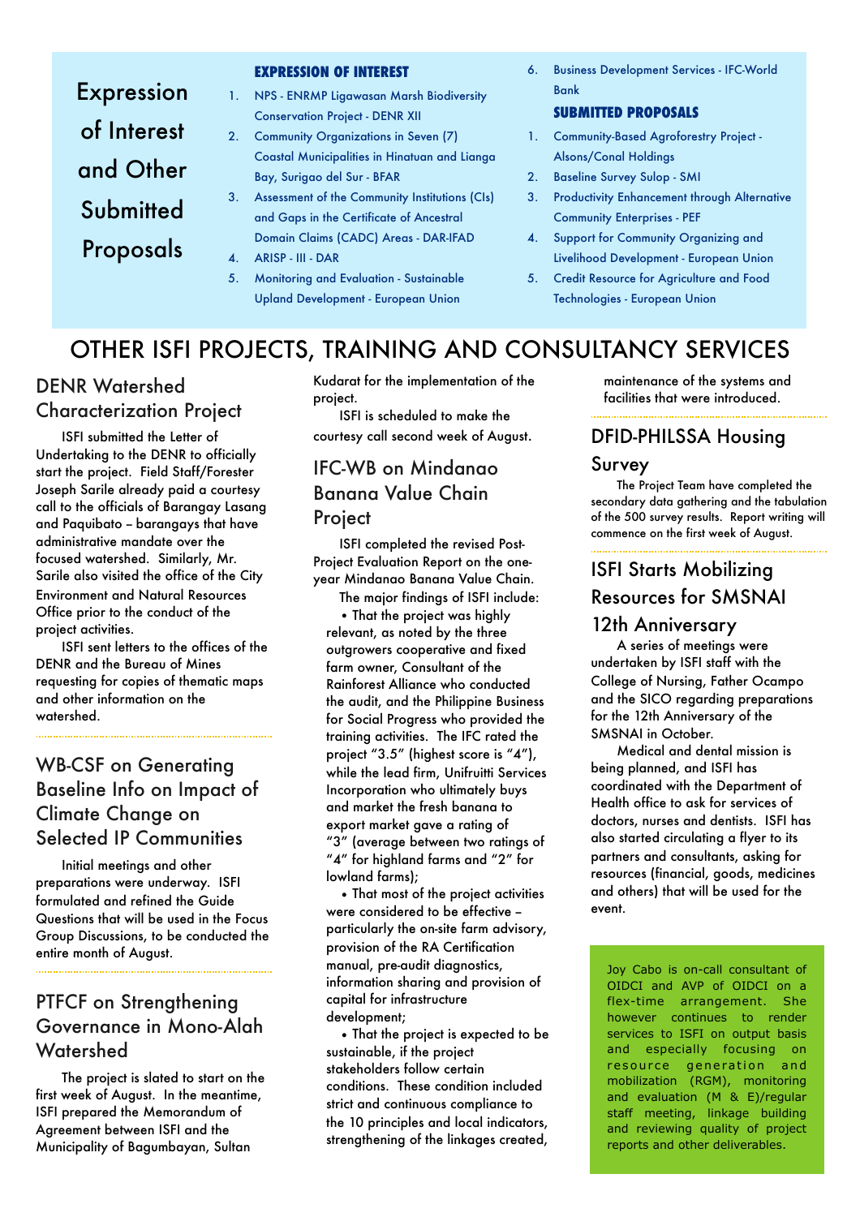# Expression of Interest and Other Submitted Proposals

**EXPRESSION OF INTEREST**

1. NPS - ENRMP Ligawasan Marsh Biodiversity Conservation Project - DENR XII
2. Community Organizations in Seven (7) Coastal Municipalities in Hinatuan and Lianga Bay, Surigao del Sur - BFAR
3. Assessment of the Community Institutions (CIs) and Gaps in the Certificate of Ancestral Domain Claims (CADC) Areas - DAR-IFAD
4. ARISP - III - DAR
5. Monitoring and Evaluation - Sustainable Upland Development - European Union
6. Business Development Services - IFC-World Bank

**SUBMITTED PROPOSALS**

1. Community-Based Agroforestry Project - Alsons/Conal Holdings
2. Baseline Survey Sulop - SMI
3. Productivity Enhancement through Alternative Community Enterprises - PEF
4. Support for Community Organizing and Livelihood Development - European Union
5. Credit Resource for Agriculture and Food Technologies - European Union

# OTHER ISFI PROJECTS, TRAINING AND CONSULTANCY SERVICES

## DENR Watershed Characterization Project

ISFI submitted the Letter of Undertaking to the DENR to officially start the project. Field Staff/Forester Joseph Sarile already paid a courtesy call to the officials of Barangay Lasang and Paquibato – barangays that have administrative mandate over the focused watershed. Similarly, Mr. Sarile also visited the office of the City Environment and Natural Resources Office prior to the conduct of the project activities.

ISFI sent letters to the offices of the DENR and the Bureau of Mines requesting for copies of thematic maps and other information on the watershed.

## WB-CSF on Generating Baseline Info on Impact of Climate Change on Selected IP Communities

Initial meetings and other preparations were underway. ISFI formulated and refined the Guide Questions that will be used in the Focus Group Discussions, to be conducted the entire month of August.

## PTFCF on Strengthening Governance in Mono-Alah Watershed

The project is slated to start on the first week of August. In the meantime, ISFI prepared the Memorandum of Agreement between ISFI and the Municipality of Bagumbayan, Sultan Kudarat for the implementation of the project.

ISFI is scheduled to make the courtesy call second week of August.

## IFC-WB on Mindanao Banana Value Chain Project

ISFI completed the revised Post-Project Evaluation Report on the one-year Mindanao Banana Value Chain.

The major findings of ISFI include:

- That the project was highly relevant, as noted by the three outgrowers cooperative and fixed farm owner, Consultant of the Rainforest Alliance who conducted the audit, and the Philippine Business for Social Progress who provided the training activities. The IFC rated the project "3.5" (highest score is "4"), while the lead firm, Unifruitti Services Incorporation who ultimately buys and market the fresh banana to export market gave a rating of "3" (average between two ratings of "4" for highland farms and "2" for lowland farms);
- That most of the project activities were considered to be effective – particularly the on-site farm advisory, provision of the RA Certification manual, pre-audit diagnostics, information sharing and provision of capital for infrastructure development;
- That the project is expected to be sustainable, if the project stakeholders follow certain conditions. These condition included strict and continuous compliance to the 10 principles and local indicators, strengthening of the linkages created, maintenance of the systems and facilities that were introduced.

## DFID-PHILSSA Housing Survey

The Project Team have completed the secondary data gathering and the tabulation of the 500 survey results. Report writing will commence on the first week of August.

## ISFI Starts Mobilizing Resources for SMSNAI 12th Anniversary

A series of meetings were undertaken by ISFI staff with the College of Nursing, Father Ocampo and the SICO regarding preparations for the 12th Anniversary of the SMSNAI in October.

Medical and dental mission is being planned, and ISFI has coordinated with the Department of Health office to ask for services of doctors, nurses and dentists. ISFI has also started circulating a flyer to its partners and consultants, asking for resources (financial, goods, medicines and others) that will be used for the event.

Joy Cabo is on-call consultant of OIDCI and AVP of OIDCI on a flex-time arrangement. She however continues to render services to ISFI on output basis and especially focusing on resource generation and mobilization (RGM), monitoring and evaluation (M & E)/regular staff meeting, linkage building and reviewing quality of project reports and other deliverables.